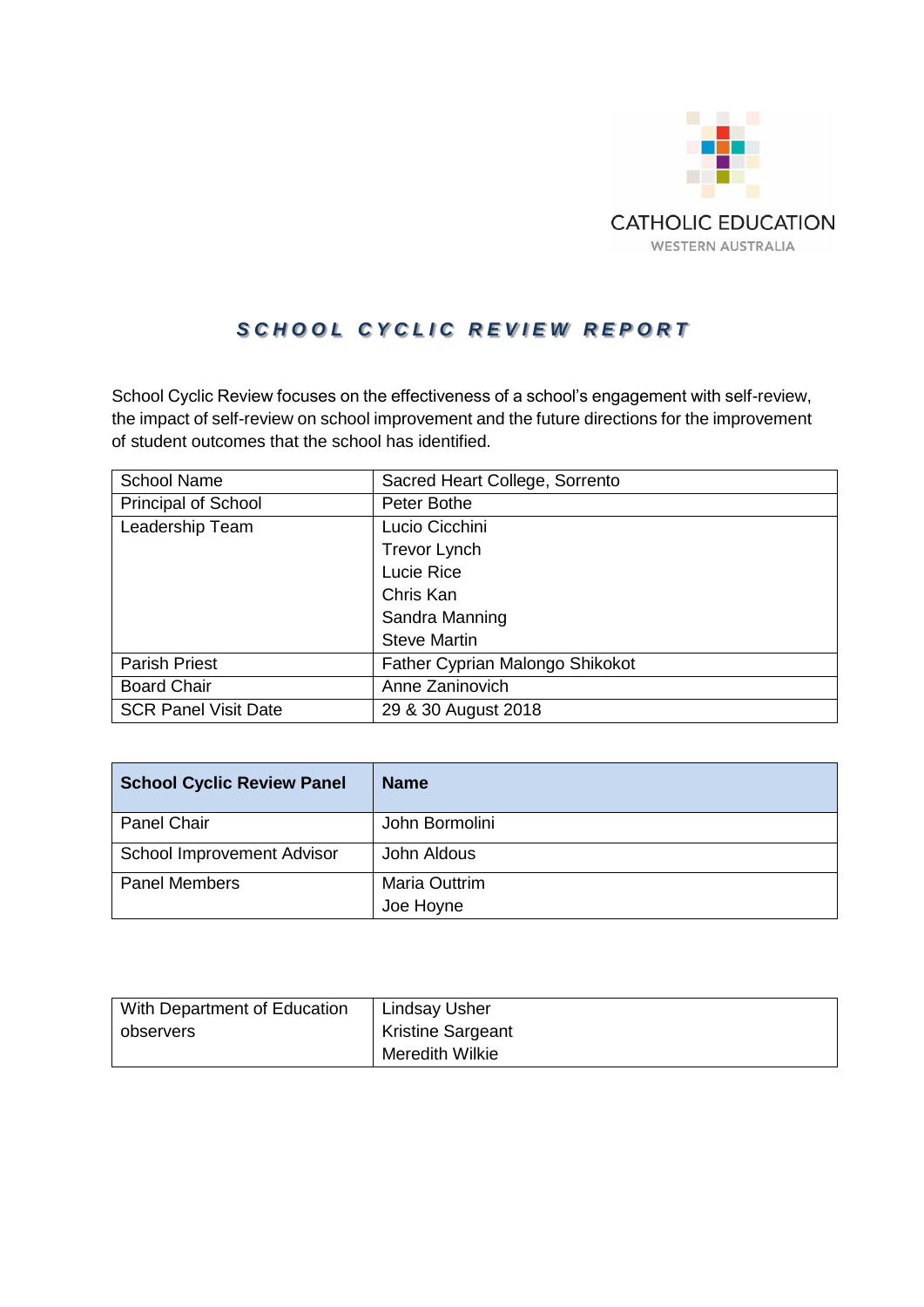CATHOLIC EDUCATION
WESTERN AUSTRALIA

# SCHOOL CYCLIC REVIEW REPORT

School Cyclic Review focuses on the effectiveness of a school's engagement with self-review, the impact of self-review on school improvement and the future directions for the improvement of student outcomes that the school has identified.

| | |
|---|---|
| School Name | Sacred Heart College, Sorrento |
| Principal of School | Peter Bothe |
| Leadership Team | Lucio Cicchini<br>Trevor Lynch<br>Lucie Rice<br>Chris Kan<br>Sandra Manning<br>Steve Martin |
| Parish Priest | Father Cyprian Malongo Shikokot |
| Board Chair | Anne Zaninovich |
| SCR Panel Visit Date | 29 & 30 August 2018 |

| **School Cyclic Review Panel** | **Name** |
|---|---|
| Panel Chair | John Bormolini |
| School Improvement Advisor | John Aldous |
| Panel Members | Maria Outtrim<br>Joe Hoyne |

| | |
|---|---|
| With Department of Education observers | Lindsay Usher<br>Kristine Sargeant<br>Meredith Wilkie |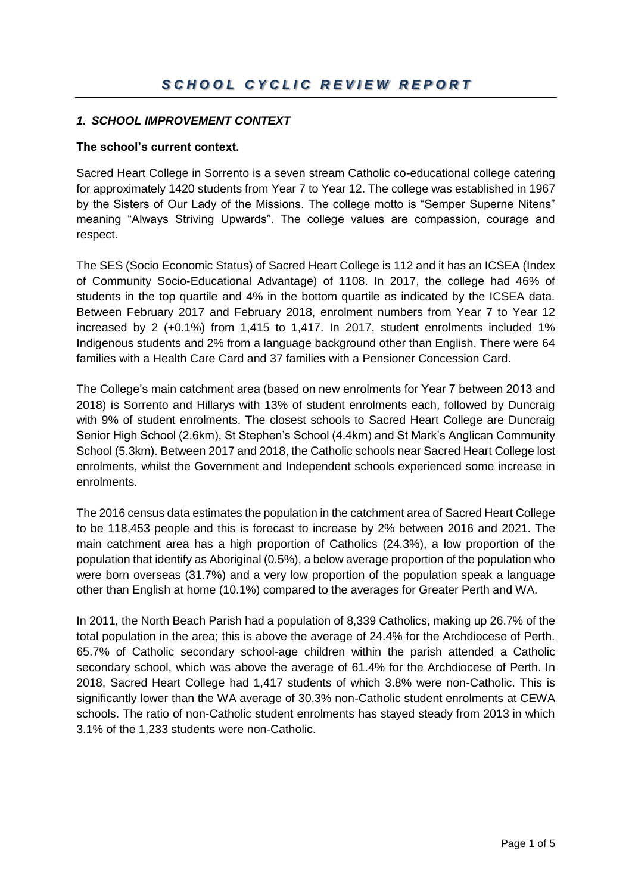# *SCHOOL CYCLIC REVIEW REPORT*

## *1. SCHOOL IMPROVEMENT CONTEXT*

**The school's current context.**

Sacred Heart College in Sorrento is a seven stream Catholic co-educational college catering for approximately 1420 students from Year 7 to Year 12. The college was established in 1967 by the Sisters of Our Lady of the Missions. The college motto is "Semper Superne Nitens" meaning "Always Striving Upwards". The college values are compassion, courage and respect.

The SES (Socio Economic Status) of Sacred Heart College is 112 and it has an ICSEA (Index of Community Socio-Educational Advantage) of 1108. In 2017, the college had 46% of students in the top quartile and 4% in the bottom quartile as indicated by the ICSEA data. Between February 2017 and February 2018, enrolment numbers from Year 7 to Year 12 increased by 2 (+0.1%) from 1,415 to 1,417. In 2017, student enrolments included 1% Indigenous students and 2% from a language background other than English. There were 64 families with a Health Care Card and 37 families with a Pensioner Concession Card.

The College's main catchment area (based on new enrolments for Year 7 between 2013 and 2018) is Sorrento and Hillarys with 13% of student enrolments each, followed by Duncraig with 9% of student enrolments. The closest schools to Sacred Heart College are Duncraig Senior High School (2.6km), St Stephen's School (4.4km) and St Mark's Anglican Community School (5.3km). Between 2017 and 2018, the Catholic schools near Sacred Heart College lost enrolments, whilst the Government and Independent schools experienced some increase in enrolments.

The 2016 census data estimates the population in the catchment area of Sacred Heart College to be 118,453 people and this is forecast to increase by 2% between 2016 and 2021. The main catchment area has a high proportion of Catholics (24.3%), a low proportion of the population that identify as Aboriginal (0.5%), a below average proportion of the population who were born overseas (31.7%) and a very low proportion of the population speak a language other than English at home (10.1%) compared to the averages for Greater Perth and WA.

In 2011, the North Beach Parish had a population of 8,339 Catholics, making up 26.7% of the total population in the area; this is above the average of 24.4% for the Archdiocese of Perth. 65.7% of Catholic secondary school-age children within the parish attended a Catholic secondary school, which was above the average of 61.4% for the Archdiocese of Perth. In 2018, Sacred Heart College had 1,417 students of which 3.8% were non-Catholic. This is significantly lower than the WA average of 30.3% non-Catholic student enrolments at CEWA schools. The ratio of non-Catholic student enrolments has stayed steady from 2013 in which 3.1% of the 1,233 students were non-Catholic.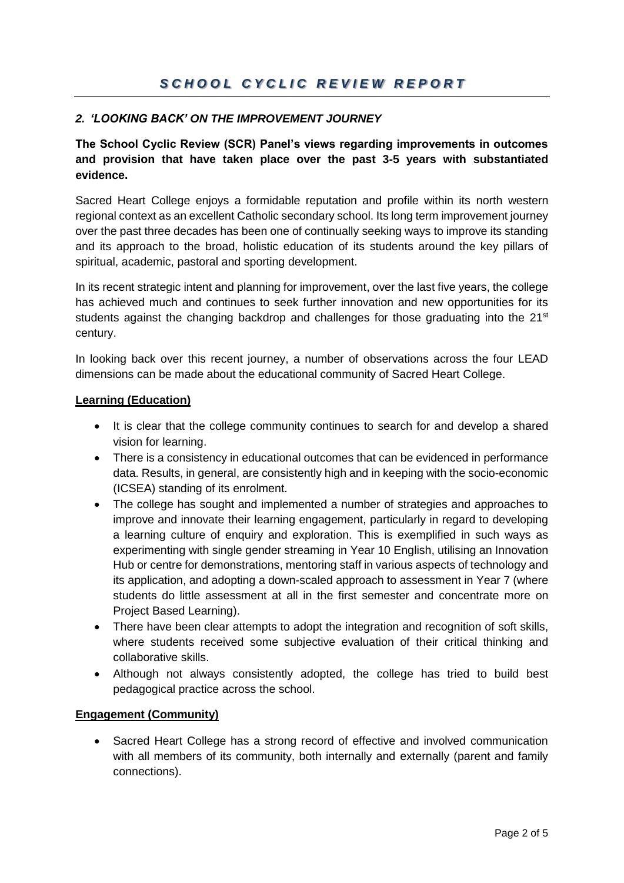## 2. *'LOOKING BACK' ON THE IMPROVEMENT JOURNEY*

**The School Cyclic Review (SCR) Panel's views regarding improvements in outcomes and provision that have taken place over the past 3-5 years with substantiated evidence.**

Sacred Heart College enjoys a formidable reputation and profile within its north western regional context as an excellent Catholic secondary school. Its long term improvement journey over the past three decades has been one of continually seeking ways to improve its standing and its approach to the broad, holistic education of its students around the key pillars of spiritual, academic, pastoral and sporting development.

In its recent strategic intent and planning for improvement, over the last five years, the college has achieved much and continues to seek further innovation and new opportunities for its students against the changing backdrop and challenges for those graduating into the 21st century.

In looking back over this recent journey, a number of observations across the four LEAD dimensions can be made about the educational community of Sacred Heart College.

### Learning (Education)

- It is clear that the college community continues to search for and develop a shared vision for learning.
- There is a consistency in educational outcomes that can be evidenced in performance data. Results, in general, are consistently high and in keeping with the socio-economic (ICSEA) standing of its enrolment.
- The college has sought and implemented a number of strategies and approaches to improve and innovate their learning engagement, particularly in regard to developing a learning culture of enquiry and exploration. This is exemplified in such ways as experimenting with single gender streaming in Year 10 English, utilising an Innovation Hub or centre for demonstrations, mentoring staff in various aspects of technology and its application, and adopting a down-scaled approach to assessment in Year 7 (where students do little assessment at all in the first semester and concentrate more on Project Based Learning).
- There have been clear attempts to adopt the integration and recognition of soft skills, where students received some subjective evaluation of their critical thinking and collaborative skills.
- Although not always consistently adopted, the college has tried to build best pedagogical practice across the school.

### Engagement (Community)

- Sacred Heart College has a strong record of effective and involved communication with all members of its community, both internally and externally (parent and family connections).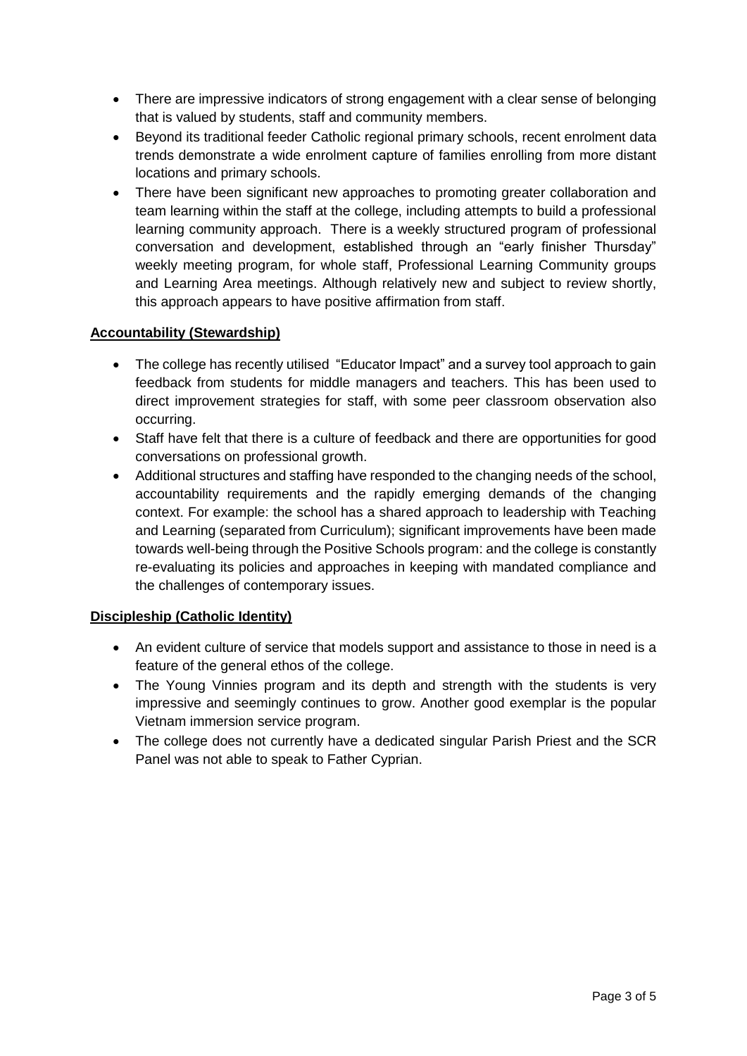- There are impressive indicators of strong engagement with a clear sense of belonging that is valued by students, staff and community members.
- Beyond its traditional feeder Catholic regional primary schools, recent enrolment data trends demonstrate a wide enrolment capture of families enrolling from more distant locations and primary schools.
- There have been significant new approaches to promoting greater collaboration and team learning within the staff at the college, including attempts to build a professional learning community approach. There is a weekly structured program of professional conversation and development, established through an "early finisher Thursday" weekly meeting program, for whole staff, Professional Learning Community groups and Learning Area meetings. Although relatively new and subject to review shortly, this approach appears to have positive affirmation from staff.

**Accountability (Stewardship)**

- The college has recently utilised "Educator Impact" and a survey tool approach to gain feedback from students for middle managers and teachers. This has been used to direct improvement strategies for staff, with some peer classroom observation also occurring.
- Staff have felt that there is a culture of feedback and there are opportunities for good conversations on professional growth.
- Additional structures and staffing have responded to the changing needs of the school, accountability requirements and the rapidly emerging demands of the changing context. For example: the school has a shared approach to leadership with Teaching and Learning (separated from Curriculum); significant improvements have been made towards well-being through the Positive Schools program: and the college is constantly re-evaluating its policies and approaches in keeping with mandated compliance and the challenges of contemporary issues.

**Discipleship (Catholic Identity)**

- An evident culture of service that models support and assistance to those in need is a feature of the general ethos of the college.
- The Young Vinnies program and its depth and strength with the students is very impressive and seemingly continues to grow. Another good exemplar is the popular Vietnam immersion service program.
- The college does not currently have a dedicated singular Parish Priest and the SCR Panel was not able to speak to Father Cyprian.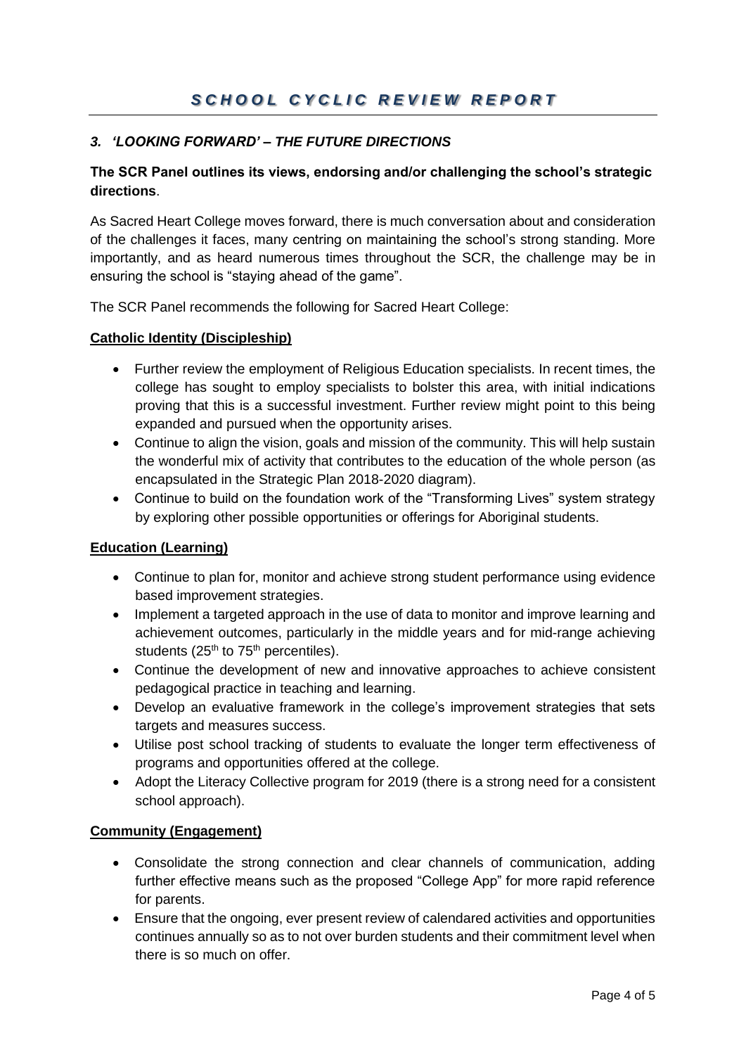## *3. 'LOOKING FORWARD' – THE FUTURE DIRECTIONS*

**The SCR Panel outlines its views, endorsing and/or challenging the school's strategic directions**.

As Sacred Heart College moves forward, there is much conversation about and consideration of the challenges it faces, many centring on maintaining the school's strong standing. More importantly, and as heard numerous times throughout the SCR, the challenge may be in ensuring the school is "staying ahead of the game".

The SCR Panel recommends the following for Sacred Heart College:

### Catholic Identity (Discipleship)

- Further review the employment of Religious Education specialists. In recent times, the college has sought to employ specialists to bolster this area, with initial indications proving that this is a successful investment. Further review might point to this being expanded and pursued when the opportunity arises.
- Continue to align the vision, goals and mission of the community. This will help sustain the wonderful mix of activity that contributes to the education of the whole person (as encapsulated in the Strategic Plan 2018-2020 diagram).
- Continue to build on the foundation work of the "Transforming Lives" system strategy by exploring other possible opportunities or offerings for Aboriginal students.

### Education (Learning)

- Continue to plan for, monitor and achieve strong student performance using evidence based improvement strategies.
- Implement a targeted approach in the use of data to monitor and improve learning and achievement outcomes, particularly in the middle years and for mid-range achieving students (25th to 75th percentiles).
- Continue the development of new and innovative approaches to achieve consistent pedagogical practice in teaching and learning.
- Develop an evaluative framework in the college's improvement strategies that sets targets and measures success.
- Utilise post school tracking of students to evaluate the longer term effectiveness of programs and opportunities offered at the college.
- Adopt the Literacy Collective program for 2019 (there is a strong need for a consistent school approach).

### Community (Engagement)

- Consolidate the strong connection and clear channels of communication, adding further effective means such as the proposed "College App" for more rapid reference for parents.
- Ensure that the ongoing, ever present review of calendared activities and opportunities continues annually so as to not over burden students and their commitment level when there is so much on offer.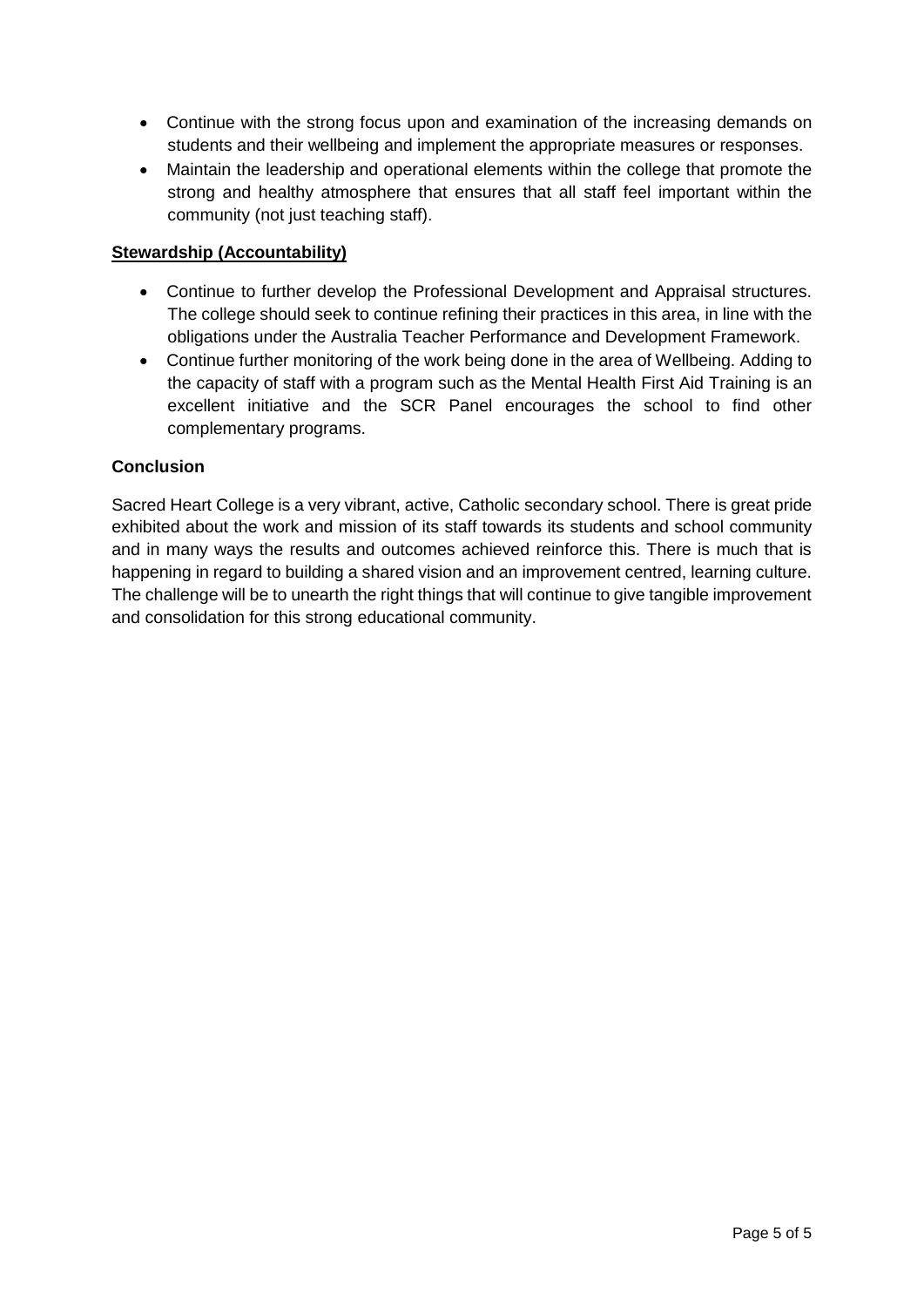- Continue with the strong focus upon and examination of the increasing demands on students and their wellbeing and implement the appropriate measures or responses.
- Maintain the leadership and operational elements within the college that promote the strong and healthy atmosphere that ensures that all staff feel important within the community (not just teaching staff).

**Stewardship (Accountability)**

- Continue to further develop the Professional Development and Appraisal structures. The college should seek to continue refining their practices in this area, in line with the obligations under the Australia Teacher Performance and Development Framework.
- Continue further monitoring of the work being done in the area of Wellbeing. Adding to the capacity of staff with a program such as the Mental Health First Aid Training is an excellent initiative and the SCR Panel encourages the school to find other complementary programs.

**Conclusion**

Sacred Heart College is a very vibrant, active, Catholic secondary school. There is great pride exhibited about the work and mission of its staff towards its students and school community and in many ways the results and outcomes achieved reinforce this. There is much that is happening in regard to building a shared vision and an improvement centred, learning culture. The challenge will be to unearth the right things that will continue to give tangible improvement and consolidation for this strong educational community.